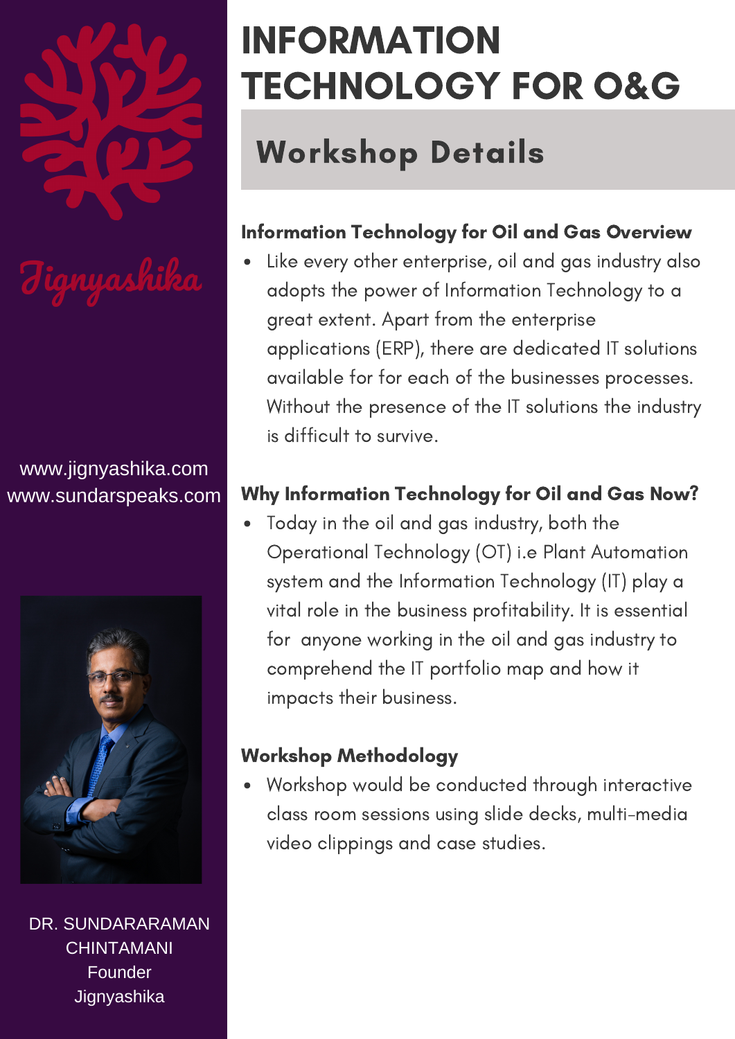# INFORMATION TECHNOLOGY FOR O&G

## Workshop Details

### Information Technology for Oil and Gas Overview

- Like every other enterprise, oil and gas industry also adopts the power of Information Technology to a great extent. Apart from the enterprise applications (ERP), there are dedicated IT solutions available for for each of the businesses processes. Without the presence of the IT solutions the industry is difficult to survive.

### Why Information Technology for Oil and Gas Now?

- Today in the oil and gas industry, both the Operational Technology (OT) i.e Plant Automation system and the Information Technology (IT) play a vital role in the business profitability. It is essential for anyone working in the oil and gas industry to comprehend the IT portfolio map and how it impacts their business.

### Workshop Methodology

- Workshop would be conducted through interactive class room sessions using slide decks, multi-media video clippings and case studies.

Jignyashika

www.jignyashika.com
www.sundarspeaks.com

DR. SUNDARARAMAN CHINTAMANI
Founder
Jignyashika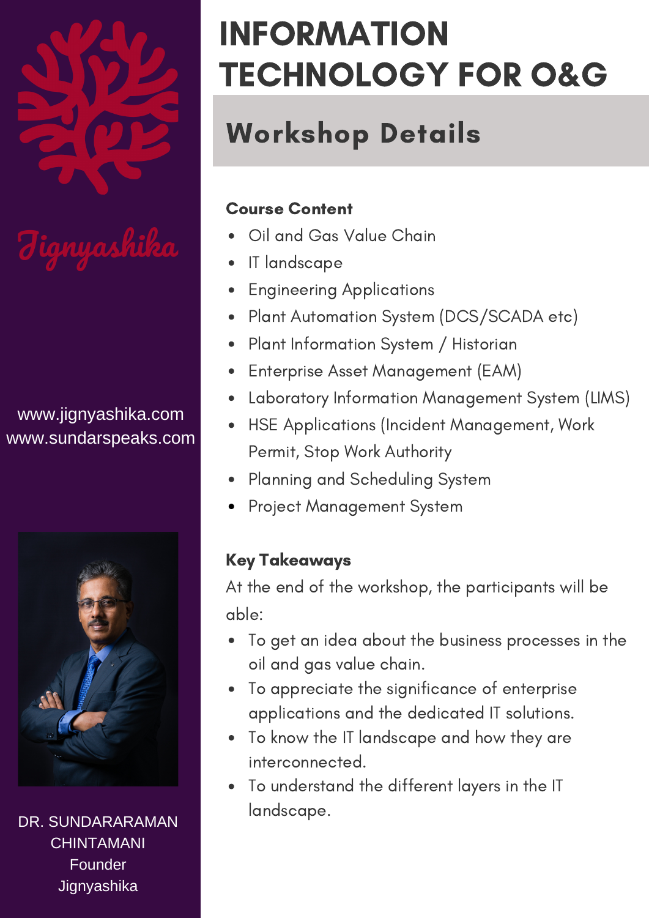# INFORMATION TECHNOLOGY FOR O&G

## Workshop Details

### Course Content

- Oil and Gas Value Chain
- IT landscape
- Engineering Applications
- Plant Automation System (DCS/SCADA etc)
- Plant Information System / Historian
- Enterprise Asset Management (EAM)
- Laboratory Information Management System (LIMS)
- HSE Applications (Incident Management, Work Permit, Stop Work Authority
- Planning and Scheduling System
- Project Management System

### Key Takeaways

At the end of the workshop, the participants will be able:

- To get an idea about the business processes in the oil and gas value chain.
- To appreciate the significance of enterprise applications and the dedicated IT solutions.
- To know the IT landscape and how they are interconnected.
- To understand the different layers in the IT landscape.

Jignyashika

www.jignyashika.com
www.sundarspeaks.com

DR. SUNDARARAMAN CHINTAMANI
Founder
Jignyashika